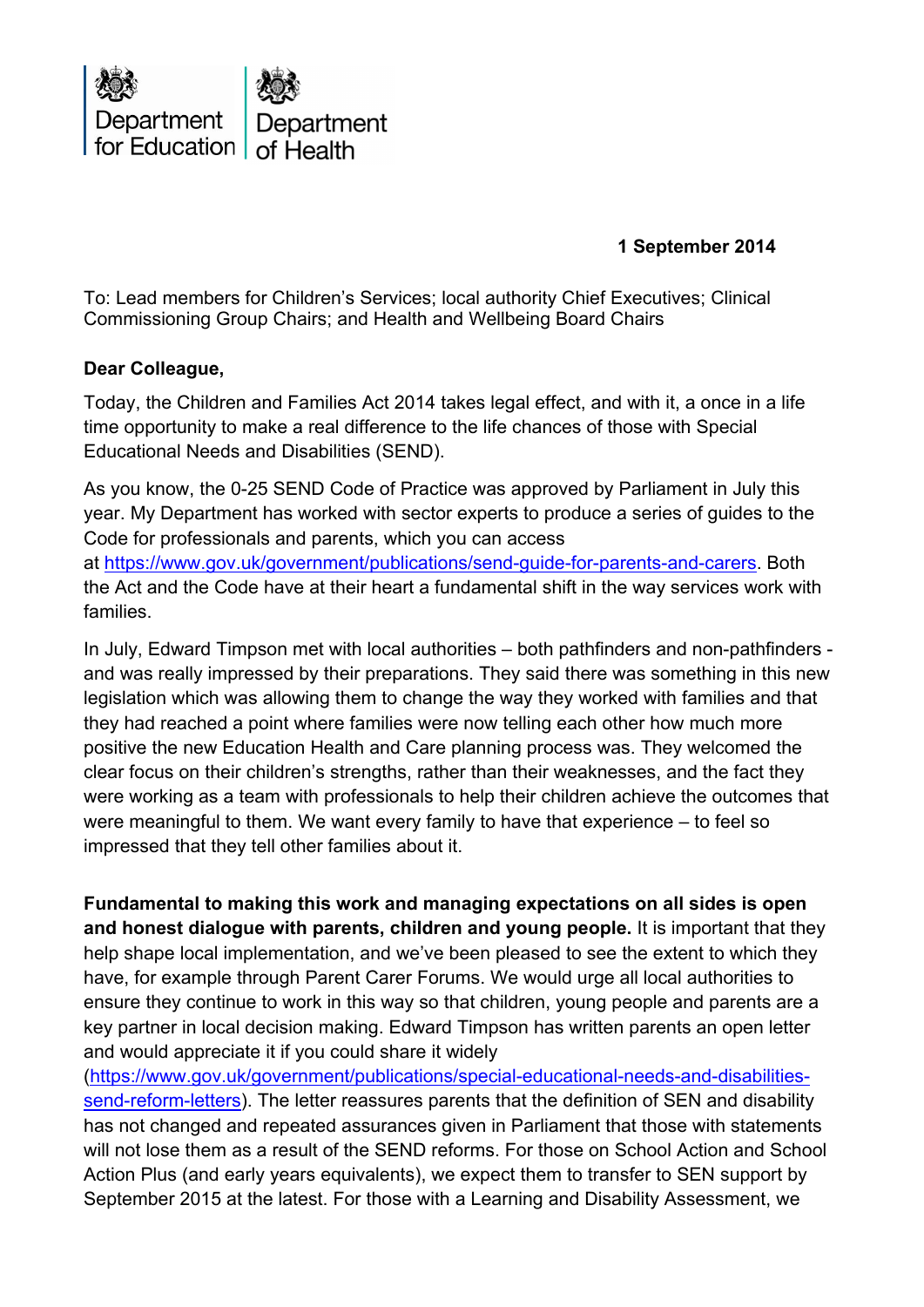Department for Education | Department of Health

**1 September 2014**

To: Lead members for Children's Services; local authority Chief Executives; Clinical Commissioning Group Chairs; and Health and Wellbeing Board Chairs

**Dear Colleague,**

Today, the Children and Families Act 2014 takes legal effect, and with it, a once in a life time opportunity to make a real difference to the life chances of those with Special Educational Needs and Disabilities (SEND).

As you know, the 0-25 SEND Code of Practice was approved by Parliament in July this year. My Department has worked with sector experts to produce a series of guides to the Code for professionals and parents, which you can access at https://www.gov.uk/government/publications/send-guide-for-parents-and-carers. Both the Act and the Code have at their heart a fundamental shift in the way services work with families.

In July, Edward Timpson met with local authorities – both pathfinders and non-pathfinders - and was really impressed by their preparations. They said there was something in this new legislation which was allowing them to change the way they worked with families and that they had reached a point where families were now telling each other how much more positive the new Education Health and Care planning process was. They welcomed the clear focus on their children's strengths, rather than their weaknesses, and the fact they were working as a team with professionals to help their children achieve the outcomes that were meaningful to them. We want every family to have that experience – to feel so impressed that they tell other families about it.

**Fundamental to making this work and managing expectations on all sides is open and honest dialogue with parents, children and young people.** It is important that they help shape local implementation, and we've been pleased to see the extent to which they have, for example through Parent Carer Forums. We would urge all local authorities to ensure they continue to work in this way so that children, young people and parents are a key partner in local decision making. Edward Timpson has written parents an open letter and would appreciate it if you could share it widely (https://www.gov.uk/government/publications/special-educational-needs-and-disabilities-send-reform-letters). The letter reassures parents that the definition of SEN and disability has not changed and repeated assurances given in Parliament that those with statements will not lose them as a result of the SEND reforms. For those on School Action and School Action Plus (and early years equivalents), we expect them to transfer to SEN support by September 2015 at the latest. For those with a Learning and Disability Assessment, we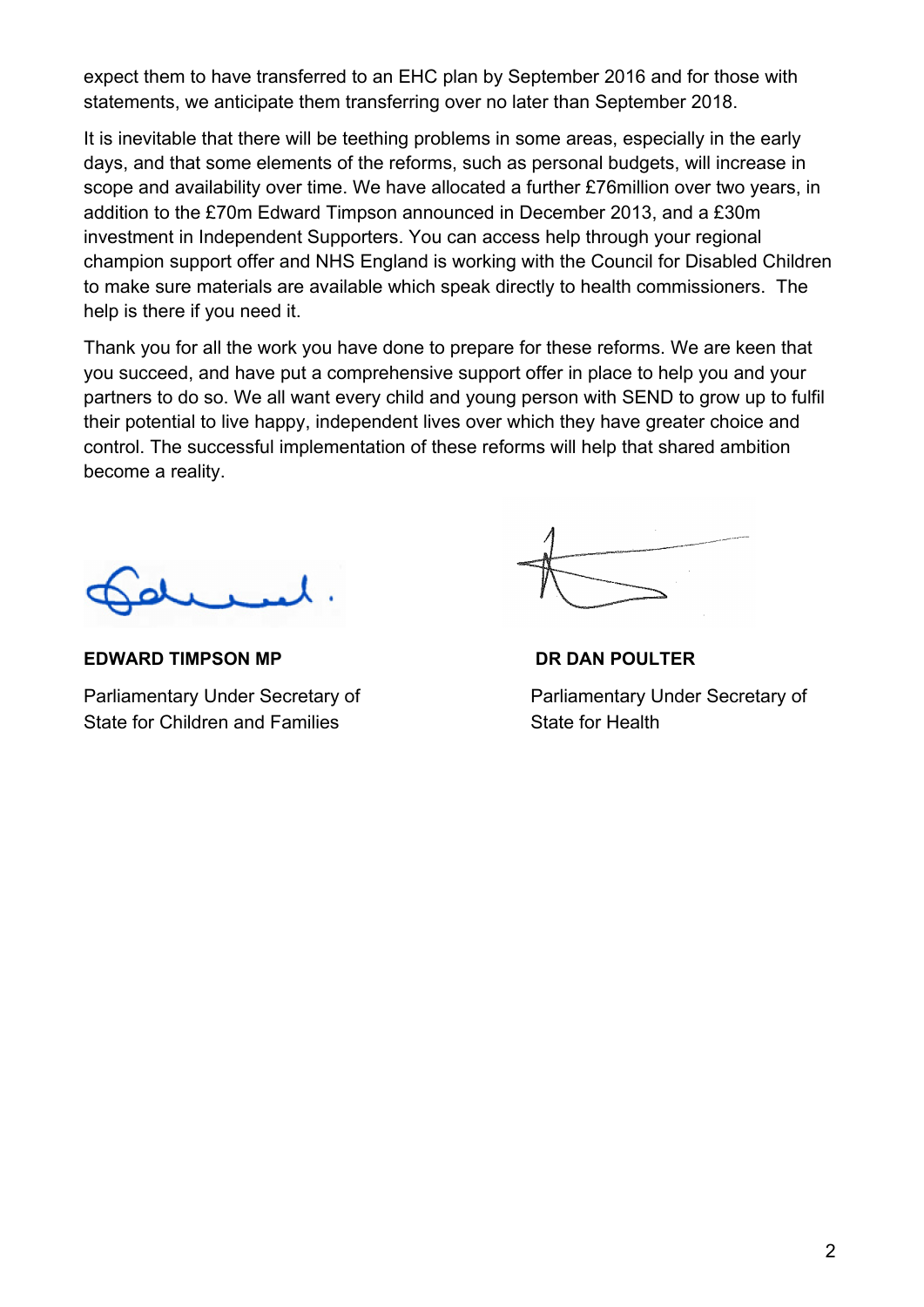expect them to have transferred to an EHC plan by September 2016 and for those with statements, we anticipate them transferring over no later than September 2018.

It is inevitable that there will be teething problems in some areas, especially in the early days, and that some elements of the reforms, such as personal budgets, will increase in scope and availability over time. We have allocated a further £76million over two years, in addition to the £70m Edward Timpson announced in December 2013, and a £30m investment in Independent Supporters. You can access help through your regional champion support offer and NHS England is working with the Council for Disabled Children to make sure materials are available which speak directly to health commissioners. The help is there if you need it.

Thank you for all the work you have done to prepare for these reforms. We are keen that you succeed, and have put a comprehensive support offer in place to help you and your partners to do so. We all want every child and young person with SEND to grow up to fulfil their potential to live happy, independent lives over which they have greater choice and control. The successful implementation of these reforms will help that shared ambition become a reality.

**EDWARD TIMPSON MP**

Parliamentary Under Secretary of State for Children and Families

**DR DAN POULTER**

Parliamentary Under Secretary of State for Health